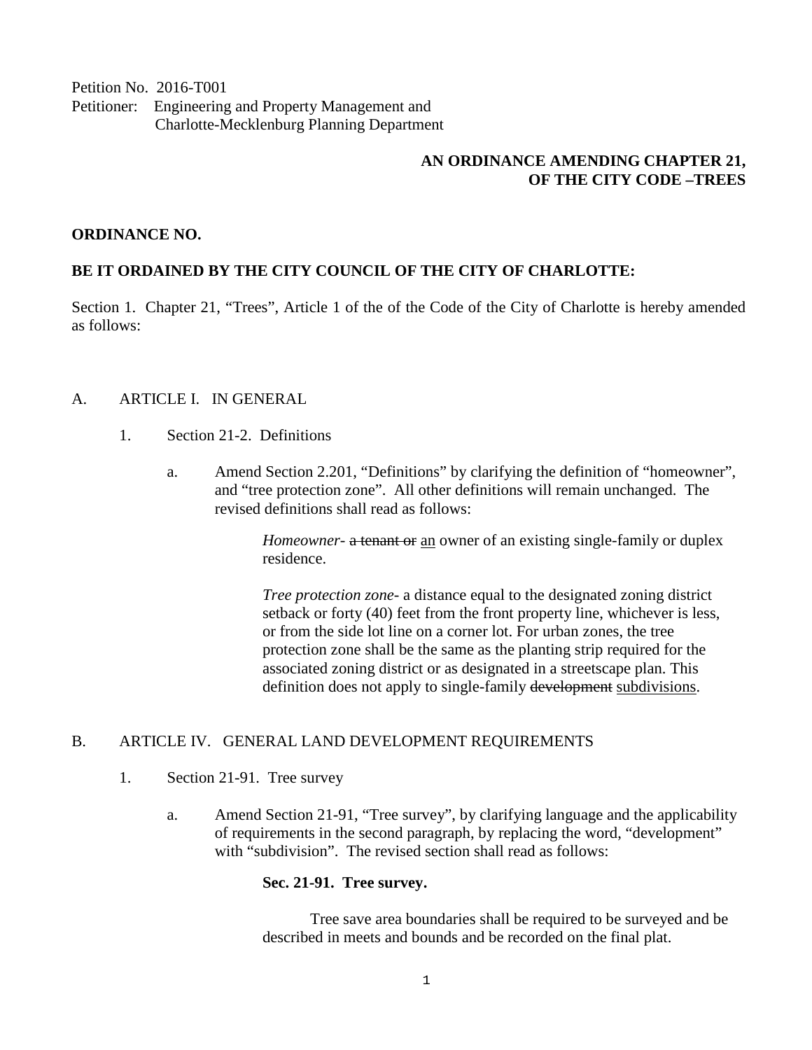Petition No. 2016-T001
Petitioner: Engineering and Property Management and
Charlotte-Mecklenburg Planning Department

**AN ORDINANCE AMENDING CHAPTER 21,
OF THE CITY CODE –TREES**

**ORDINANCE NO.**

**BE IT ORDAINED BY THE CITY COUNCIL OF THE CITY OF CHARLOTTE:**

Section 1. Chapter 21, "Trees", Article 1 of the of the Code of the City of Charlotte is hereby amended as follows:

A. ARTICLE I. IN GENERAL

1. Section 21-2. Definitions

   a. Amend Section 2.201, "Definitions" by clarifying the definition of "homeowner", and "tree protection zone". All other definitions will remain unchanged. The revised definitions shall read as follows:

      *Homeowner*- ~~a tenant or~~ <u>an</u> owner of an existing single-family or duplex residence.

      *Tree protection zone*- a distance equal to the designated zoning district setback or forty (40) feet from the front property line, whichever is less, or from the side lot line on a corner lot. For urban zones, the tree protection zone shall be the same as the planting strip required for the associated zoning district or as designated in a streetscape plan. This definition does not apply to single-family ~~development~~ <u>subdivisions</u>.

B. ARTICLE IV. GENERAL LAND DEVELOPMENT REQUIREMENTS

1. Section 21-91. Tree survey

   a. Amend Section 21-91, "Tree survey", by clarifying language and the applicability of requirements in the second paragraph, by replacing the word, "development" with "subdivision". The revised section shall read as follows:

      **Sec. 21-91. Tree survey.**

      Tree save area boundaries shall be required to be surveyed and be described in meets and bounds and be recorded on the final plat.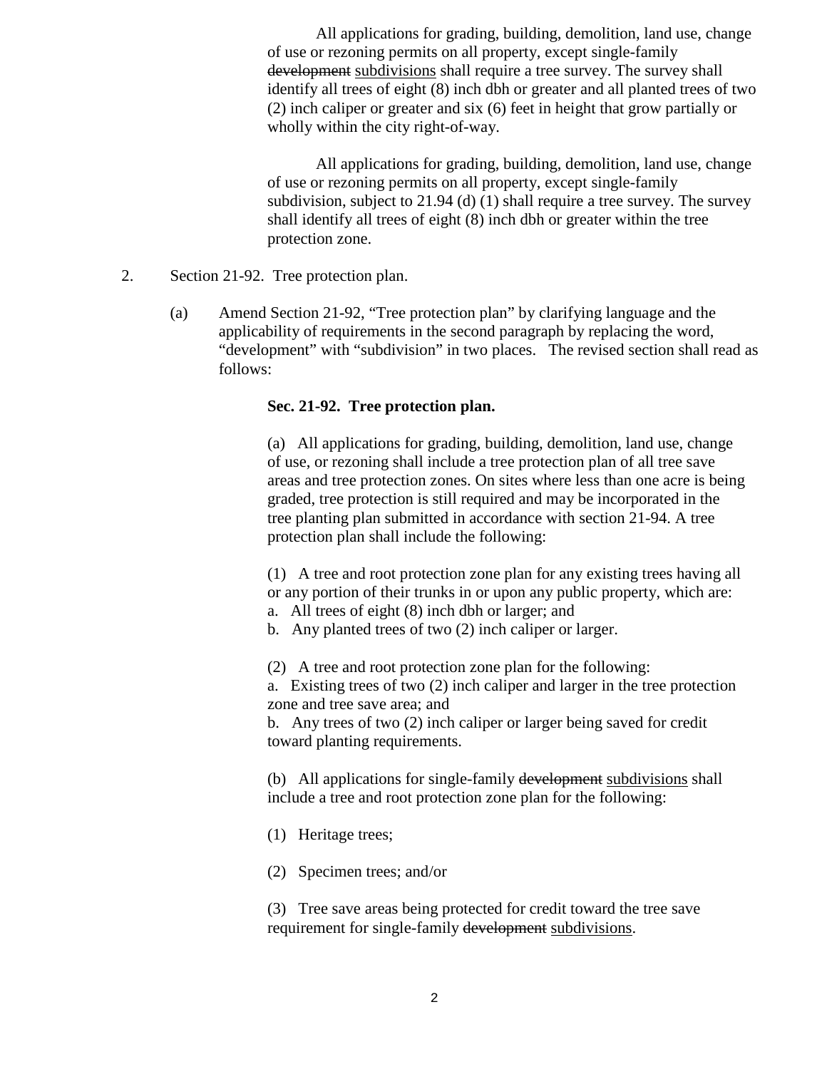All applications for grading, building, demolition, land use, change of use or rezoning permits on all property, except single-family ~~development~~ <u>subdivisions</u> shall require a tree survey. The survey shall identify all trees of eight (8) inch dbh or greater and all planted trees of two (2) inch caliper or greater and six (6) feet in height that grow partially or wholly within the city right-of-way.

All applications for grading, building, demolition, land use, change of use or rezoning permits on all property, except single-family subdivision, subject to 21.94 (d) (1) shall require a tree survey. The survey shall identify all trees of eight (8) inch dbh or greater within the tree protection zone.

2. Section 21-92. Tree protection plan.

   (a) Amend Section 21-92, "Tree protection plan" by clarifying language and the applicability of requirements in the second paragraph by replacing the word, "development" with "subdivision" in two places. The revised section shall read as follows:

**Sec. 21-92. Tree protection plan.**

(a) All applications for grading, building, demolition, land use, change of use, or rezoning shall include a tree protection plan of all tree save areas and tree protection zones. On sites where less than one acre is being graded, tree protection is still required and may be incorporated in the tree planting plan submitted in accordance with section 21-94. A tree protection plan shall include the following:

(1) A tree and root protection zone plan for any existing trees having all or any portion of their trunks in or upon any public property, which are:
a. All trees of eight (8) inch dbh or larger; and
b. Any planted trees of two (2) inch caliper or larger.

(2) A tree and root protection zone plan for the following:
a. Existing trees of two (2) inch caliper and larger in the tree protection zone and tree save area; and
b. Any trees of two (2) inch caliper or larger being saved for credit toward planting requirements.

(b) All applications for single-family ~~development~~ <u>subdivisions</u> shall include a tree and root protection zone plan for the following:

(1) Heritage trees;

(2) Specimen trees; and/or

(3) Tree save areas being protected for credit toward the tree save requirement for single-family ~~development~~ <u>subdivisions</u>.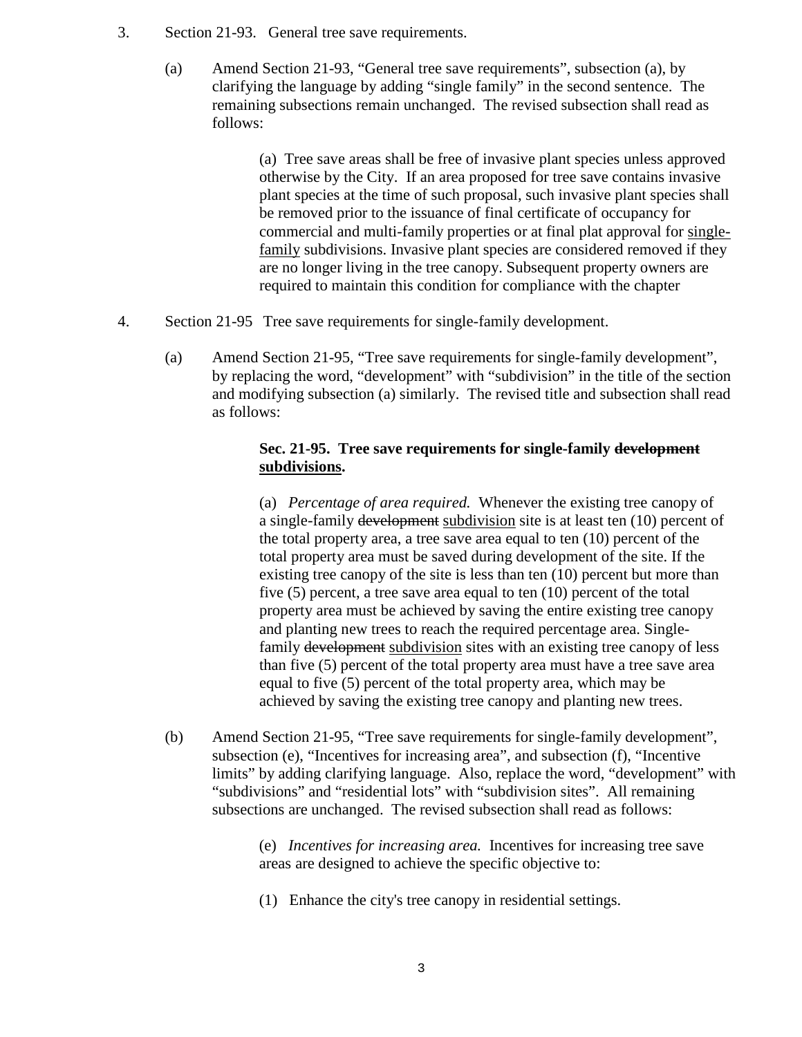3. Section 21-93. General tree save requirements.

   (a) Amend Section 21-93, "General tree save requirements", subsection (a), by clarifying the language by adding "single family" in the second sentence. The remaining subsections remain unchanged. The revised subsection shall read as follows:

   > (a) Tree save areas shall be free of invasive plant species unless approved otherwise by the City. If an area proposed for tree save contains invasive plant species at the time of such proposal, such invasive plant species shall be removed prior to the issuance of final certificate of occupancy for commercial and multi-family properties or at final plat approval for <u>single-family</u> subdivisions. Invasive plant species are considered removed if they are no longer living in the tree canopy. Subsequent property owners are required to maintain this condition for compliance with the chapter

4. Section 21-95 Tree save requirements for single-family development.

   (a) Amend Section 21-95, "Tree save requirements for single-family development", by replacing the word, "development" with "subdivision" in the title of the section and modifying subsection (a) similarly. The revised title and subsection shall read as follows:

   > **Sec. 21-95. Tree save requirements for single-family ~~development~~ <u>subdivisions</u>.**
   >
   > (a) *Percentage of area required.* Whenever the existing tree canopy of a single-family ~~development~~ <u>subdivision</u> site is at least ten (10) percent of the total property area, a tree save area equal to ten (10) percent of the total property area must be saved during development of the site. If the existing tree canopy of the site is less than ten (10) percent but more than five (5) percent, a tree save area equal to ten (10) percent of the total property area must be achieved by saving the entire existing tree canopy and planting new trees to reach the required percentage area. Single-family ~~development~~ <u>subdivision</u> sites with an existing tree canopy of less than five (5) percent of the total property area must have a tree save area equal to five (5) percent of the total property area, which may be achieved by saving the existing tree canopy and planting new trees.

   (b) Amend Section 21-95, "Tree save requirements for single-family development", subsection (e), "Incentives for increasing area", and subsection (f), "Incentive limits" by adding clarifying language. Also, replace the word, "development" with "subdivisions" and "residential lots" with "subdivision sites". All remaining subsections are unchanged. The revised subsection shall read as follows:

   > (e) *Incentives for increasing area.* Incentives for increasing tree save areas are designed to achieve the specific objective to:
   >
   > (1) Enhance the city's tree canopy in residential settings.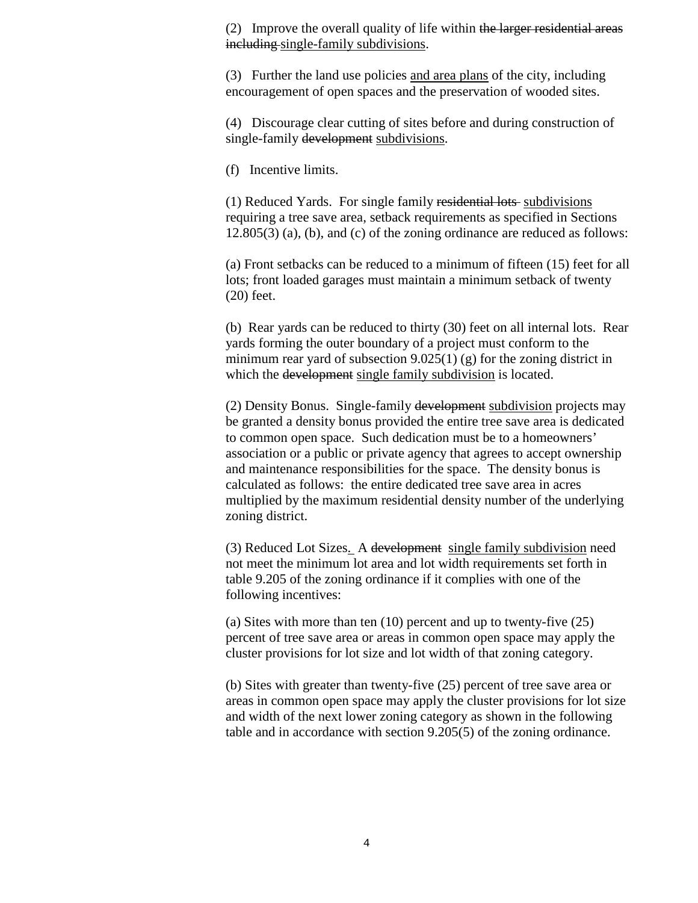(2) Improve the overall quality of life within ~~the larger residential areas including~~ <u>single-family subdivisions</u>.

(3) Further the land use policies <u>and area plans</u> of the city, including encouragement of open spaces and the preservation of wooded sites.

(4) Discourage clear cutting of sites before and during construction of single-family ~~development~~ <u>subdivisions</u>.

(f) Incentive limits.

(1) Reduced Yards. For single family ~~residential lots~~ <u>subdivisions</u> requiring a tree save area, setback requirements as specified in Sections 12.805(3) (a), (b), and (c) of the zoning ordinance are reduced as follows:

(a) Front setbacks can be reduced to a minimum of fifteen (15) feet for all lots; front loaded garages must maintain a minimum setback of twenty (20) feet.

(b) Rear yards can be reduced to thirty (30) feet on all internal lots. Rear yards forming the outer boundary of a project must conform to the minimum rear yard of subsection 9.025(1) (g) for the zoning district in which the ~~development~~ <u>single family subdivision</u> is located.

(2) Density Bonus. Single-family ~~development~~ <u>subdivision</u> projects may be granted a density bonus provided the entire tree save area is dedicated to common open space. Such dedication must be to a homeowners' association or a public or private agency that agrees to accept ownership and maintenance responsibilities for the space. The density bonus is calculated as follows: the entire dedicated tree save area in acres multiplied by the maximum residential density number of the underlying zoning district.

(3) Reduced Lot Sizes. A ~~development~~ <u>single family subdivision</u> need not meet the minimum lot area and lot width requirements set forth in table 9.205 of the zoning ordinance if it complies with one of the following incentives:

(a) Sites with more than ten (10) percent and up to twenty-five (25) percent of tree save area or areas in common open space may apply the cluster provisions for lot size and lot width of that zoning category.

(b) Sites with greater than twenty-five (25) percent of tree save area or areas in common open space may apply the cluster provisions for lot size and width of the next lower zoning category as shown in the following table and in accordance with section 9.205(5) of the zoning ordinance.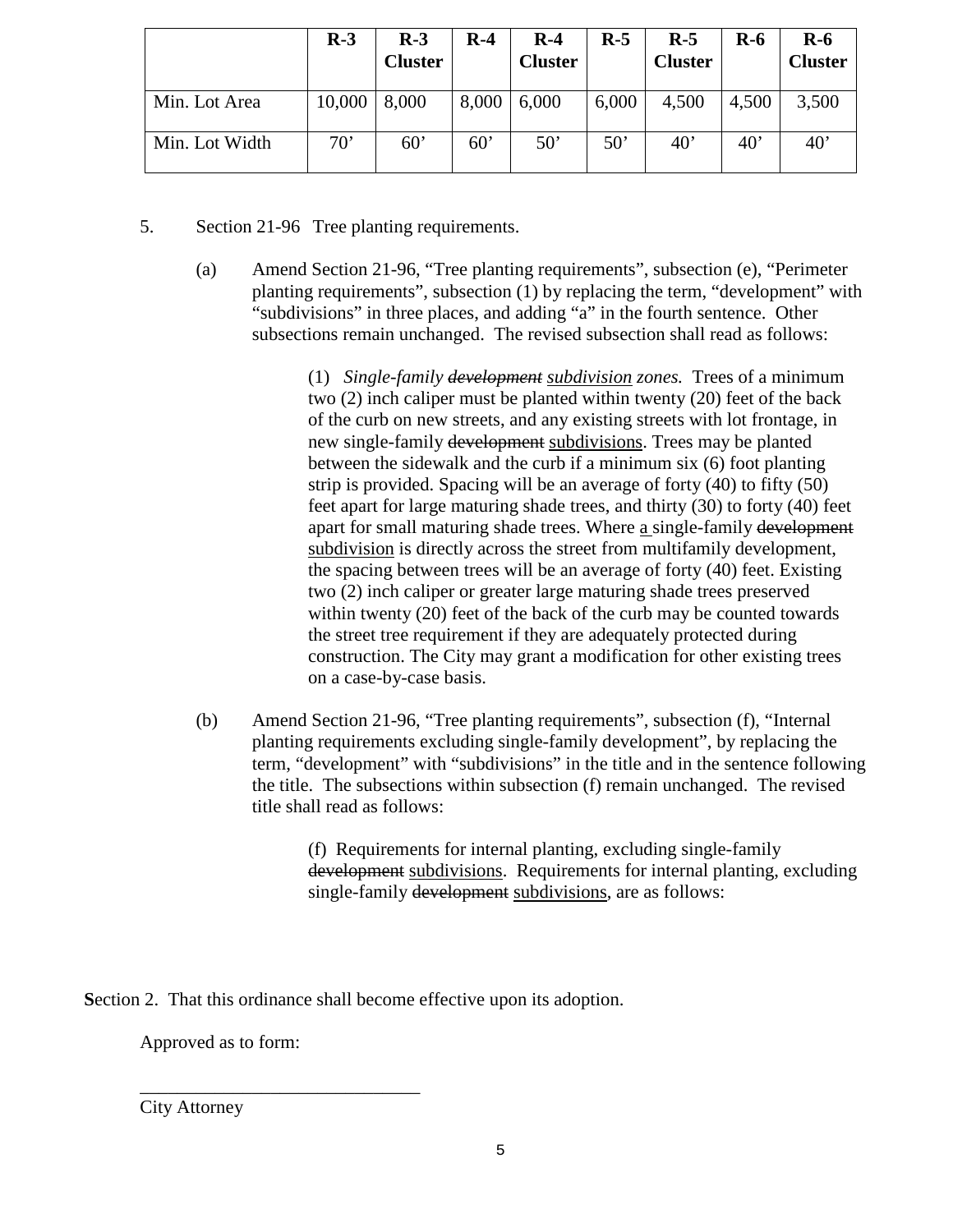| | R-3 | R-3 Cluster | R-4 | R-4 Cluster | R-5 | R-5 Cluster | R-6 | R-6 Cluster |
|---|---|---|---|---|---|---|---|---|
| Min. Lot Area | 10,000 | 8,000 | 8,000 | 6,000 | 6,000 | 4,500 | 4,500 | 3,500 |
| Min. Lot Width | 70’ | 60’ | 60’ | 50’ | 50’ | 40’ | 40’ | 40’ |

5. Section 21-96 Tree planting requirements.

   (a) Amend Section 21-96, “Tree planting requirements”, subsection (e), “Perimeter planting requirements”, subsection (1) by replacing the term, “development” with “subdivisions” in three places, and adding “a” in the fourth sentence. Other subsections remain unchanged. The revised subsection shall read as follows:

   > (1) *Single-family ~~development~~ <u>subdivision</u> zones.* Trees of a minimum two (2) inch caliper must be planted within twenty (20) feet of the back of the curb on new streets, and any existing streets with lot frontage, in new single-family ~~development~~ <u>subdivisions</u>. Trees may be planted between the sidewalk and the curb if a minimum six (6) foot planting strip is provided. Spacing will be an average of forty (40) to fifty (50) feet apart for large maturing shade trees, and thirty (30) to forty (40) feet apart for small maturing shade trees. Where <u>a</u> single-family ~~development~~ <u>subdivision</u> is directly across the street from multifamily development, the spacing between trees will be an average of forty (40) feet. Existing two (2) inch caliper or greater large maturing shade trees preserved within twenty (20) feet of the back of the curb may be counted towards the street tree requirement if they are adequately protected during construction. The City may grant a modification for other existing trees on a case-by-case basis.

   (b) Amend Section 21-96, “Tree planting requirements”, subsection (f), “Internal planting requirements excluding single-family development”, by replacing the term, “development” with “subdivisions” in the title and in the sentence following the title. The subsections within subsection (f) remain unchanged. The revised title shall read as follows:

   > (f) Requirements for internal planting, excluding single-family ~~development~~ <u>subdivisions</u>. Requirements for internal planting, excluding single-family ~~development~~ <u>subdivisions</u>, are as follows:

**S**ection 2. That this ordinance shall become effective upon its adoption.

Approved as to form:

\_\_\_\_\_\_\_\_\_\_\_\_\_\_\_\_\_\_\_\_\_\_\_\_\_\_\_\_\_\_

City Attorney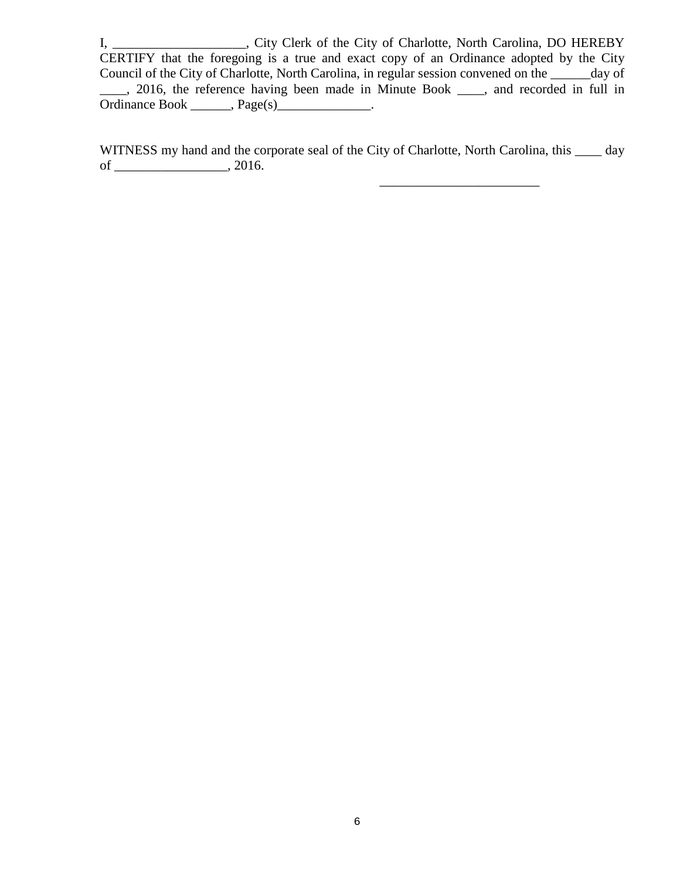I, ____________________, City Clerk of the City of Charlotte, North Carolina, DO HEREBY CERTIFY that the foregoing is a true and exact copy of an Ordinance adopted by the City Council of the City of Charlotte, North Carolina, in regular session convened on the ______day of ____, 2016, the reference having been made in Minute Book ____, and recorded in full in Ordinance Book ______, Page(s)______________.

WITNESS my hand and the corporate seal of the City of Charlotte, North Carolina, this ____ day of _________________, 2016.

________________________